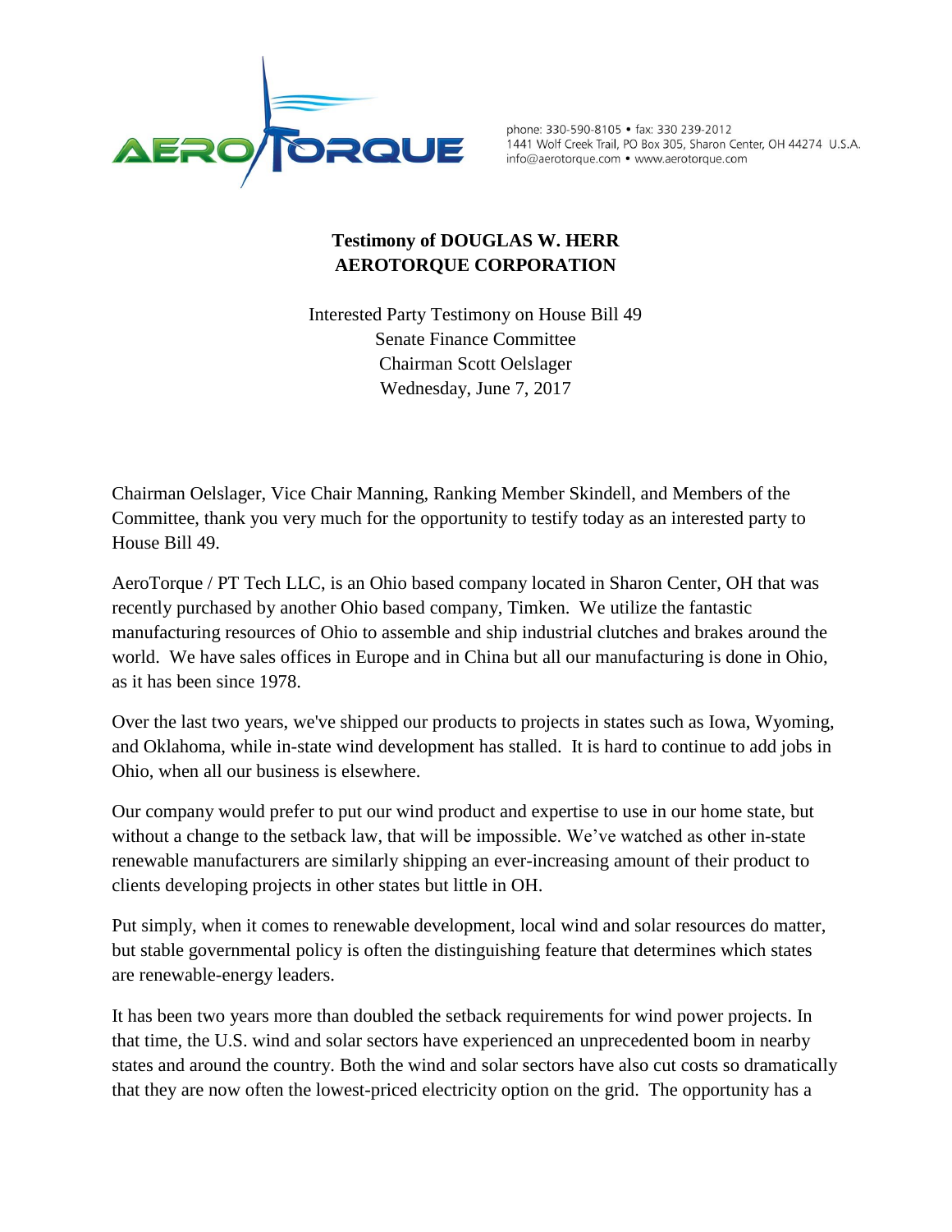AEROTORQUE

phone: 330-590-8105 • fax: 330 239-2012
1441 Wolf Creek Trail, PO Box 305, Sharon Center, OH 44274 U.S.A.
info@aerotorque.com • www.aerotorque.com

**Testimony of DOUGLAS W. HERR**
**AEROTORQUE CORPORATION**

Interested Party Testimony on House Bill 49
Senate Finance Committee
Chairman Scott Oelslager
Wednesday, June 7, 2017

Chairman Oelslager, Vice Chair Manning, Ranking Member Skindell, and Members of the Committee, thank you very much for the opportunity to testify today as an interested party to House Bill 49.

AeroTorque / PT Tech LLC, is an Ohio based company located in Sharon Center, OH that was recently purchased by another Ohio based company, Timken. We utilize the fantastic manufacturing resources of Ohio to assemble and ship industrial clutches and brakes around the world. We have sales offices in Europe and in China but all our manufacturing is done in Ohio, as it has been since 1978.

Over the last two years, we've shipped our products to projects in states such as Iowa, Wyoming, and Oklahoma, while in-state wind development has stalled. It is hard to continue to add jobs in Ohio, when all our business is elsewhere.

Our company would prefer to put our wind product and expertise to use in our home state, but without a change to the setback law, that will be impossible. We've watched as other in-state renewable manufacturers are similarly shipping an ever-increasing amount of their product to clients developing projects in other states but little in OH.

Put simply, when it comes to renewable development, local wind and solar resources do matter, but stable governmental policy is often the distinguishing feature that determines which states are renewable-energy leaders.

It has been two years more than doubled the setback requirements for wind power projects. In that time, the U.S. wind and solar sectors have experienced an unprecedented boom in nearby states and around the country. Both the wind and solar sectors have also cut costs so dramatically that they are now often the lowest-priced electricity option on the grid. The opportunity has a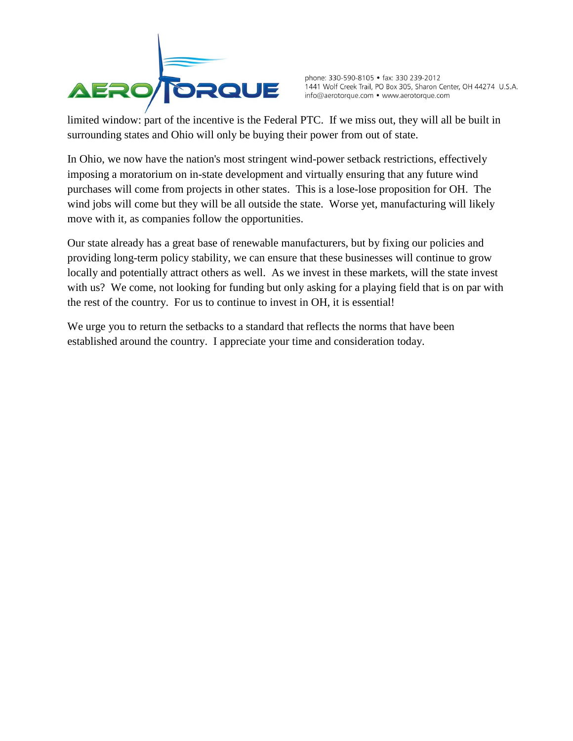limited window: part of the incentive is the Federal PTC. If we miss out, they will all be built in surrounding states and Ohio will only be buying their power from out of state.

In Ohio, we now have the nation's most stringent wind-power setback restrictions, effectively imposing a moratorium on in-state development and virtually ensuring that any future wind purchases will come from projects in other states. This is a lose-lose proposition for OH. The wind jobs will come but they will be all outside the state. Worse yet, manufacturing will likely move with it, as companies follow the opportunities.

Our state already has a great base of renewable manufacturers, but by fixing our policies and providing long-term policy stability, we can ensure that these businesses will continue to grow locally and potentially attract others as well. As we invest in these markets, will the state invest with us? We come, not looking for funding but only asking for a playing field that is on par with the rest of the country. For us to continue to invest in OH, it is essential!

We urge you to return the setbacks to a standard that reflects the norms that have been established around the country. I appreciate your time and consideration today.